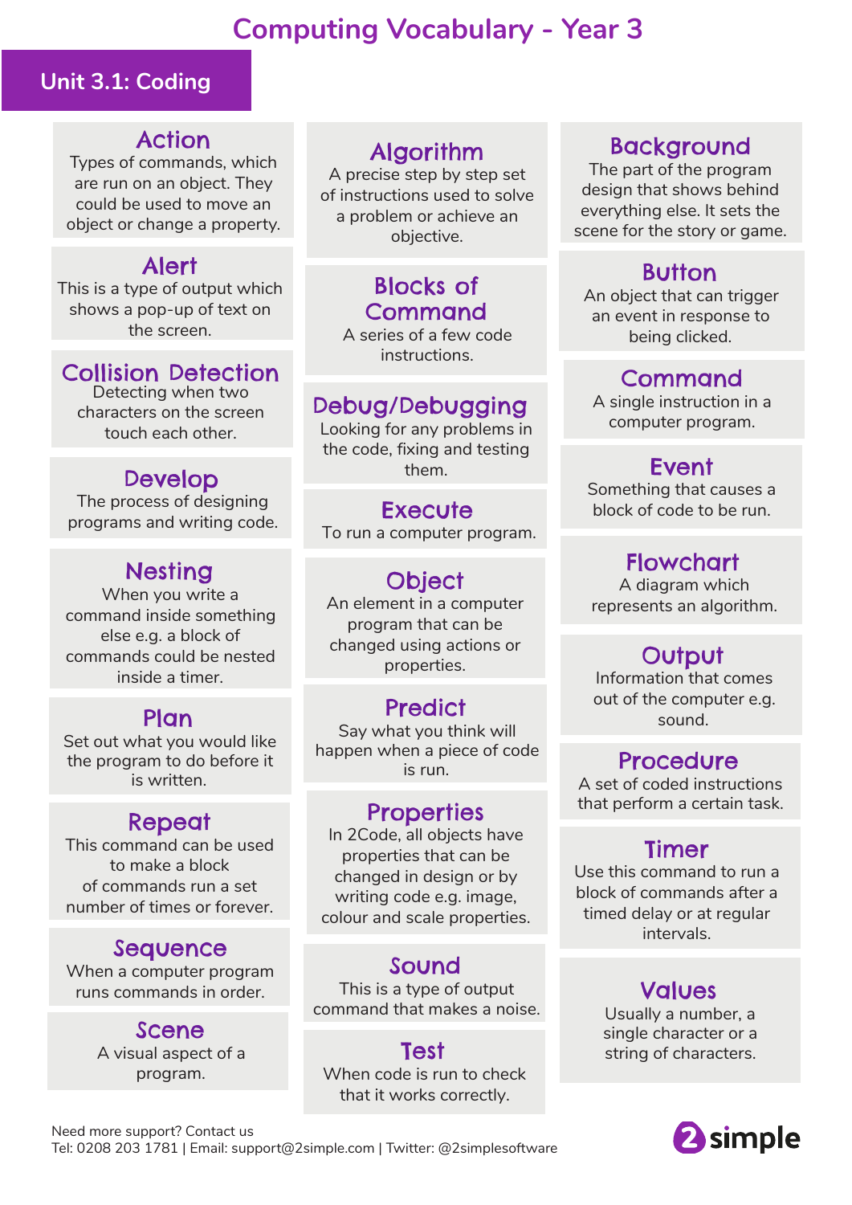# Computing Vocabulary - Year 3

## Unit 3.1: Coding

### Action
Types of commands, which are run on an object. They could be used to move an object or change a property.

### Alert
This is a type of output which shows a pop-up of text on the screen.

### Collision Detection
Detecting when two characters on the screen touch each other.

### Develop
The process of designing programs and writing code.

### Nesting
When you write a command inside something else e.g. a block of commands could be nested inside a timer.

### Plan
Set out what you would like the program to do before it is written.

### Repeat
This command can be used to make a block of commands run a set number of times or forever.

### Sequence
When a computer program runs commands in order.

### Scene
A visual aspect of a program.

### Algorithm
A precise step by step set of instructions used to solve a problem or achieve an objective.

### Blocks of Command
A series of a few code instructions.

### Debug/Debugging
Looking for any problems in the code, fixing and testing them.

### Execute
To run a computer program.

### Object
An element in a computer program that can be changed using actions or properties.

### Predict
Say what you think will happen when a piece of code is run.

### Properties
In 2Code, all objects have properties that can be changed in design or by writing code e.g. image, colour and scale properties.

### Sound
This is a type of output command that makes a noise.

### Test
When code is run to check that it works correctly.

### Background
The part of the program design that shows behind everything else. It sets the scene for the story or game.

### Button
An object that can trigger an event in response to being clicked.

### Command
A single instruction in a computer program.

### Event
Something that causes a block of code to be run.

### Flowchart
A diagram which represents an algorithm.

### Output
Information that comes out of the computer e.g. sound.

### Procedure
A set of coded instructions that perform a certain task.

### Timer
Use this command to run a block of commands after a timed delay or at regular intervals.

### Values
Usually a number, a single character or a string of characters.

Need more support? Contact us
Tel: 0208 203 1781 | Email: support@2simple.com | Twitter: @2simplesoftware

2simple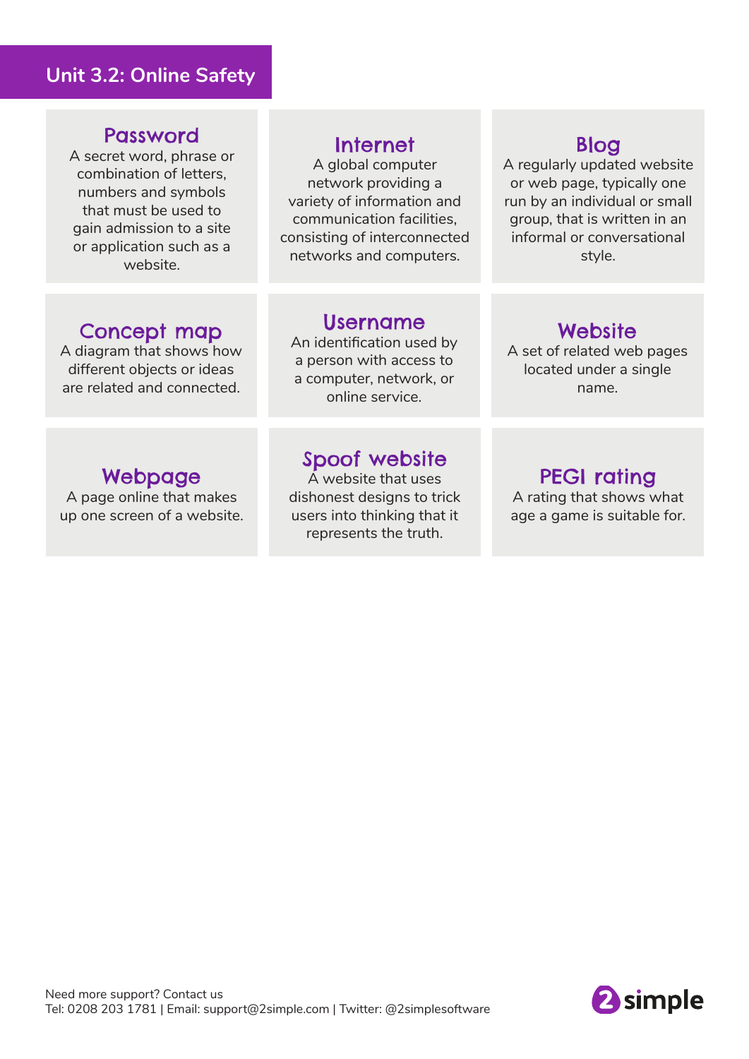# Unit 3.2: Online Safety

### Password
A secret word, phrase or combination of letters, numbers and symbols that must be used to gain admission to a site or application such as a website.

### Internet
A global computer network providing a variety of information and communication facilities, consisting of interconnected networks and computers.

### Blog
A regularly updated website or web page, typically one run by an individual or small group, that is written in an informal or conversational style.

### Concept map
A diagram that shows how different objects or ideas are related and connected.

### Username
An identification used by a person with access to a computer, network, or online service.

### Website
A set of related web pages located under a single name.

### Webpage
A page online that makes up one screen of a website.

### Spoof website
A website that uses dishonest designs to trick users into thinking that it represents the truth.

### PEGI rating
A rating that shows what age a game is suitable for.

Need more support? Contact us
Tel: 0208 203 1781 | Email: support@2simple.com | Twitter: @2simplesoftware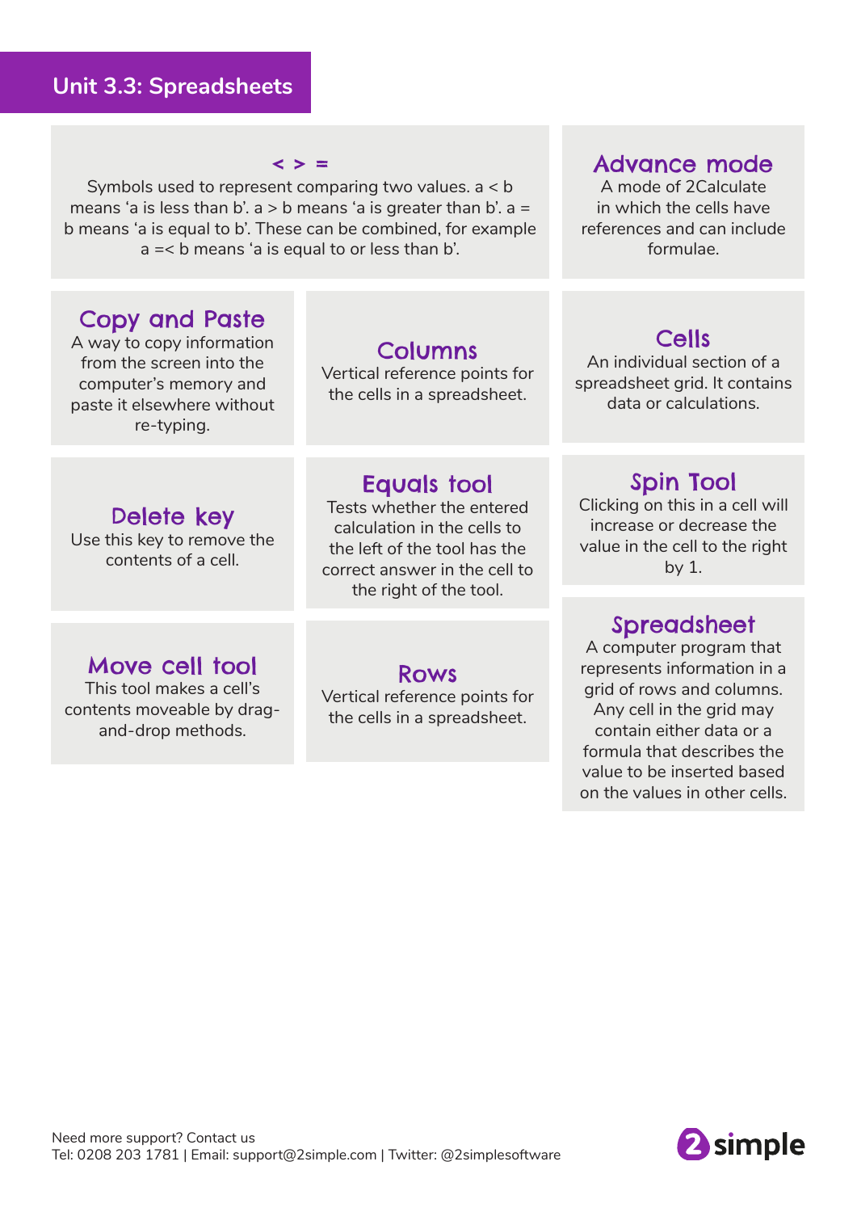## Unit 3.3: Spreadsheets

### < > =

Symbols used to represent comparing two values. a < b means 'a is less than b'. a > b means 'a is greater than b'. a = b means 'a is equal to b'. These can be combined, for example a =< b means 'a is equal to or less than b'.

### Advance mode

A mode of 2Calculate in which the cells have references and can include formulae.

### Copy and Paste

A way to copy information from the screen into the computer's memory and paste it elsewhere without re-typing.

### Columns

Vertical reference points for the cells in a spreadsheet.

### Cells

An individual section of a spreadsheet grid. It contains data or calculations.

### Delete key

Use this key to remove the contents of a cell.

### Equals tool

Tests whether the entered calculation in the cells to the left of the tool has the correct answer in the cell to the right of the tool.

### Spin Tool

Clicking on this in a cell will increase or decrease the value in the cell to the right by 1.

### Move cell tool

This tool makes a cell's contents moveable by drag-and-drop methods.

### Rows

Vertical reference points for the cells in a spreadsheet.

### Spreadsheet

A computer program that represents information in a grid of rows and columns. Any cell in the grid may contain either data or a formula that describes the value to be inserted based on the values in other cells.

Need more support? Contact us
Tel: 0208 203 1781 | Email: support@2simple.com | Twitter: @2simplesoftware

2simple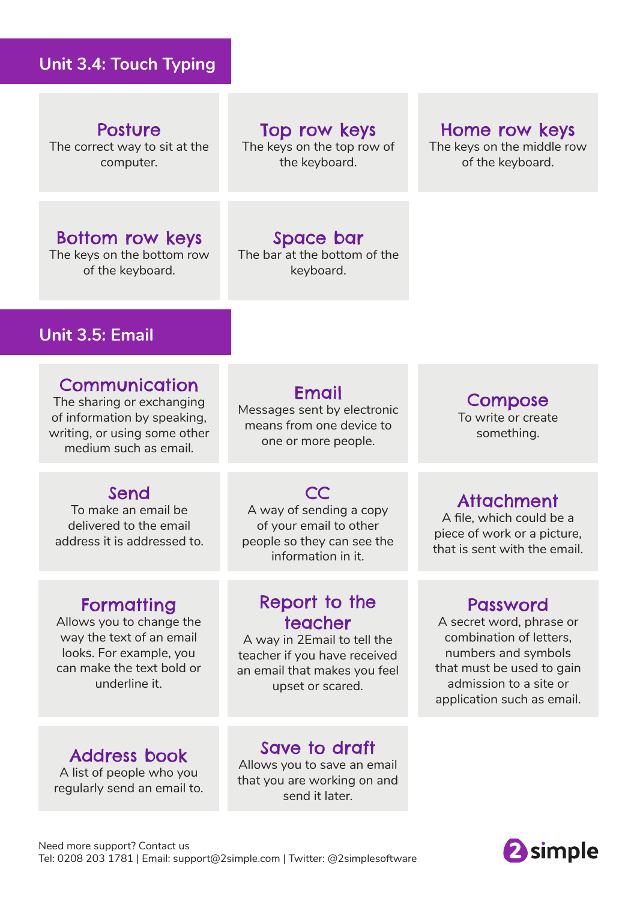## Unit 3.4: Touch Typing

**Posture**
The correct way to sit at the computer.

**Top row keys**
The keys on the top row of the keyboard.

**Home row keys**
The keys on the middle row of the keyboard.

**Bottom row keys**
The keys on the bottom row of the keyboard.

**Space bar**
The bar at the bottom of the keyboard.

## Unit 3.5: Email

**Communication**
The sharing or exchanging of information by speaking, writing, or using some other medium such as email.

**Email**
Messages sent by electronic means from one device to one or more people.

**Compose**
To write or create something.

**Send**
To make an email be delivered to the email address it is addressed to.

**CC**
A way of sending a copy of your email to other people so they can see the information in it.

**Attachment**
A file, which could be a piece of work or a picture, that is sent with the email.

**Formatting**
Allows you to change the way the text of an email looks. For example, you can make the text bold or underline it.

**Report to the teacher**
A way in 2Email to tell the teacher if you have received an email that makes you feel upset or scared.

**Password**
A secret word, phrase or combination of letters, numbers and symbols that must be used to gain admission to a site or application such as email.

**Address book**
A list of people who you regularly send an email to.

**Save to draft**
Allows you to save an email that you are working on and send it later.

Need more support? Contact us
Tel: 0208 203 1781 | Email: support@2simple.com | Twitter: @2simplesoftware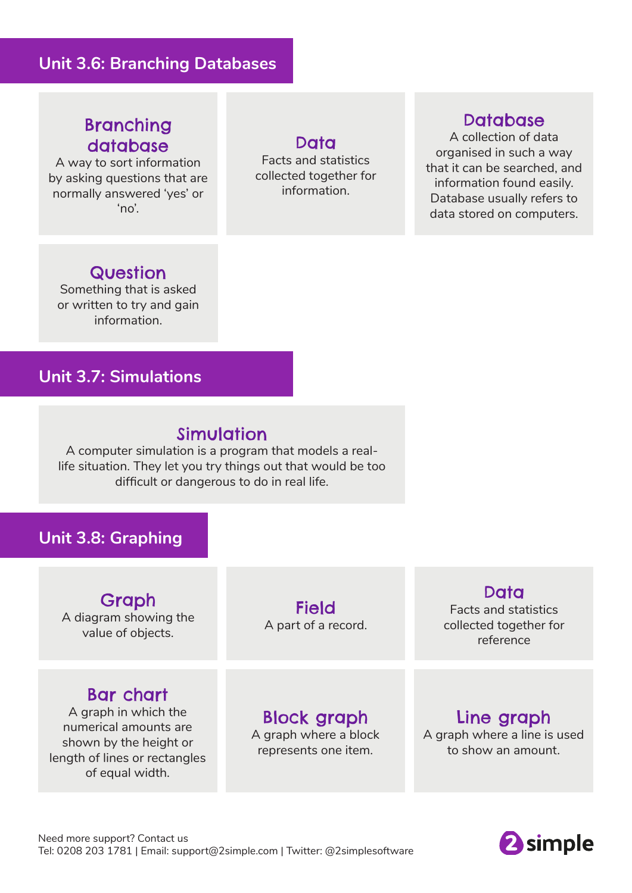## Unit 3.6: Branching Databases

### Branching database
A way to sort information by asking questions that are normally answered 'yes' or 'no'.

### Data
Facts and statistics collected together for information.

### Database
A collection of data organised in such a way that it can be searched, and information found easily. Database usually refers to data stored on computers.

### Question
Something that is asked or written to try and gain information.

## Unit 3.7: Simulations

### Simulation
A computer simulation is a program that models a real-life situation. They let you try things out that would be too difficult or dangerous to do in real life.

## Unit 3.8: Graphing

### Graph
A diagram showing the value of objects.

### Field
A part of a record.

### Data
Facts and statistics collected together for reference

### Bar chart
A graph in which the numerical amounts are shown by the height or length of lines or rectangles of equal width.

### Block graph
A graph where a block represents one item.

### Line graph
A graph where a line is used to show an amount.

Need more support? Contact us
Tel: 0208 203 1781 | Email: support@2simple.com | Twitter: @2simplesoftware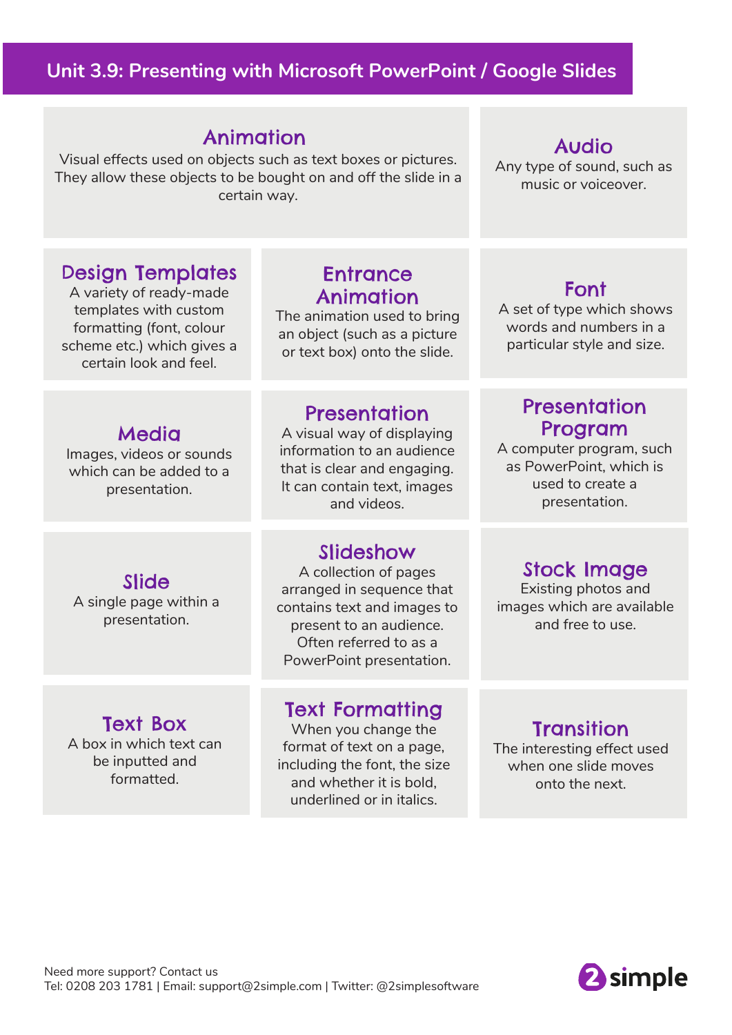# Unit 3.9: Presenting with Microsoft PowerPoint / Google Slides

## Animation
Visual effects used on objects such as text boxes or pictures. They allow these objects to be bought on and off the slide in a certain way.

## Audio
Any type of sound, such as music or voiceover.

## Design Templates
A variety of ready-made templates with custom formatting (font, colour scheme etc.) which gives a certain look and feel.

## Entrance Animation
The animation used to bring an object (such as a picture or text box) onto the slide.

## Font
A set of type which shows words and numbers in a particular style and size.

## Media
Images, videos or sounds which can be added to a presentation.

## Presentation
A visual way of displaying information to an audience that is clear and engaging. It can contain text, images and videos.

## Presentation Program
A computer program, such as PowerPoint, which is used to create a presentation.

## Slide
A single page within a presentation.

## Slideshow
A collection of pages arranged in sequence that contains text and images to present to an audience. Often referred to as a PowerPoint presentation.

## Stock Image
Existing photos and images which are available and free to use.

## Text Box
A box in which text can be inputted and formatted.

## Text Formatting
When you change the format of text on a page, including the font, the size and whether it is bold, underlined or in italics.

## Transition
The interesting effect used when one slide moves onto the next.

Need more support? Contact us
Tel: 0208 203 1781 | Email: support@2simple.com | Twitter: @2simplesoftware